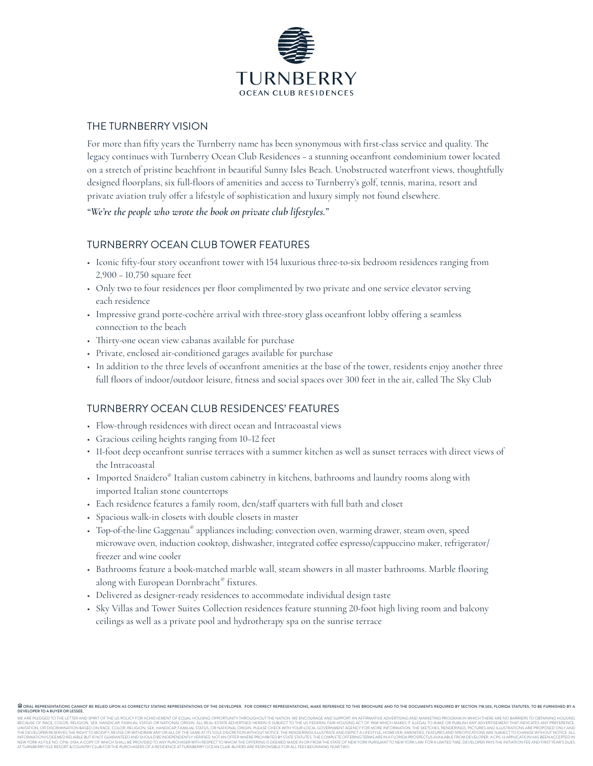# TURNBERRY

OCEAN CLUB RESIDENCES

## THE TURNBERRY VISION

For more than fifty years the Turnberry name has been synonymous with first-class service and quality. The legacy continues with Turnberry Ocean Club Residences – a stunning oceanfront condominium tower located on a stretch of pristine beachfront in beautiful Sunny Isles Beach. Unobstructed waterfront views, thoughtfully designed floorplans, six full-floors of amenities and access to Turnberry's golf, tennis, marina, resort and private aviation truly offer a lifestyle of sophistication and luxury simply not found elsewhere.

*"We're the people who wrote the book on private club lifestyles."*

## TURNBERRY OCEAN CLUB TOWER FEATURES

- Iconic fifty-four story oceanfront tower with 154 luxurious three-to-six bedroom residences ranging from 2,900 – 10,750 square feet
- Only two to four residences per floor complimented by two private and one service elevator serving each residence
- Impressive grand porte-cochère arrival with three-story glass oceanfront lobby offering a seamless connection to the beach
- Thirty-one ocean view cabanas available for purchase
- Private, enclosed air-conditioned garages available for purchase
- In addition to the three levels of oceanfront amenities at the base of the tower, residents enjoy another three full floors of indoor/outdoor leisure, fitness and social spaces over 300 feet in the air, called The Sky Club

## TURNBERRY OCEAN CLUB RESIDENCES' FEATURES

- Flow-through residences with direct ocean and Intracoastal views
- Gracious ceiling heights ranging from 10–12 feet
- 11-foot deep oceanfront sunrise terraces with a summer kitchen as well as sunset terraces with direct views of the Intracoastal
- Imported Snaidero® Italian custom cabinetry in kitchens, bathrooms and laundry rooms along with imported Italian stone countertops
- Each residence features a family room, den/staff quarters with full bath and closet
- Spacious walk-in closets with double closets in master
- Top-of-the-line Gaggenau® appliances including: convection oven, warming drawer, steam oven, speed microwave oven, induction cooktop, dishwasher, integrated coffee espresso/cappuccino maker, refrigerator/freezer and wine cooler
- Bathrooms feature a book-matched marble wall, steam showers in all master bathrooms. Marble flooring along with European Dornbracht® fixtures.
- Delivered as designer-ready residences to accommodate individual design taste
- Sky Villas and Tower Suites Collection residences feature stunning 20-foot high living room and balcony ceilings as well as a private pool and hydrotherapy spa on the sunrise terrace

ORAL REPRESENTATIONS CANNOT BE RELIED UPON AS CORRECTLY STATING REPRESENTATIONS OF THE DEVELOPER. FOR CORRECT REPRESENTATIONS, MAKE REFERENCE TO THIS BROCHURE AND TO THE DOCUMENTS REQUIRED BY SECTION 718.503, FLORIDA STATUTES, TO BE FURNISHED BY A DEVELOPER TO A BUYER OR LESSEE.

WE ARE PLEDGED TO THE LETTER AND SPIRIT OF THE US POLICY FOR ACHIEVEMENT OF EQUAL HOUSING OPPORTUNITY THROUGHOUT THE NATION. WE ENCOURAGE AND SUPPORT AN AFFIRMATIVE ADVERTISING AND MARKETING PROGRAM IN WHICH THERE ARE NO BARRIERS TO OBTAINING HOUSING BECAUSE OF RACE, COLOR, RELIGION, SEX, HANDICAP, FAMILIAL STATUS OR NATIONAL ORIGIN. ALL REAL ESTATE ADVERTISED HEREIN IS SUBJECT TO THE US FEDERAL FAIR HOUSING ACT OF 1968 WHICH MAKES IT ILLEGAL TO MAKE OR PUBLISH ANY ADVERTISEMENT THAT INDICATES ANY PREFERENCE, LIMITATION, OR DISCRIMINATION BASED ON RACE, COLOR, RELIGION, SEX, HANDICAP, FAMILIAL STATUS, OR NATIONAL ORIGIN. PLEASE CHECK WITH YOUR LOCAL GOVERNMENT AGENCY FOR MORE INFORMATION. THE SKETCHES, RENDERINGS, PICTURES AND ILLUSTRATIONS ARE PROPOSED ONLY AND THE DEVELOPER RESERVES THE RIGHT TO MODIFY, REVISE OR WITHDRAW ANY OR ALL OF THE SAME AT ITS SOLE DISCRETION WITHOUT NOTICE. THE RENDERINGS ILLUSTRATE AND DEPICT A LIFESTYLE, HOWEVER, AMENITIES, FEATURES AND SPECIFICATIONS ARE SUBJECT TO CHANGE WITHOUT NOTICE. ALL INFORMATION IS DEEMED RELIABLE BUT IS NOT GUARANTEED AND SHOULD BE INDEPENDENTLY VERIFIED. NOT AN OFFER WHERE PROHIBITED BY STATE STATUTES. THE COMPLETE OFFERING TERMS ARE IN A FLORIDA PROSPECTUS AVAILABLE FROM DEVELOPER. A CPS-12 APPLICATION HAS BEEN ACCEPTED IN NEW YORK AS FILE NO. CP16-0134, A COPY OF WHICH SHALL BE PROVIDED TO ANY PURCHASER WITH RESPECT TO WHOM THE OFFERING IS DEEMED MADE IN OR FROM THE STATE OF NEW YORK PURSUANT TO NEW YORK LAW. FOR A LIMITED TIME, DEVELOPER PAYS THE INITIATION FEE AND FIRST YEAR'S DUES AT TURNBERRY ISLE RESORT & COUNTRY CLUB FOR THE PURCHASERS OF A RESIDENCE AT TURNBERRY OCEAN CLUB. BUYERS ARE RESPONSIBLE FOR ALL FEES BEGINNING YEAR TWO.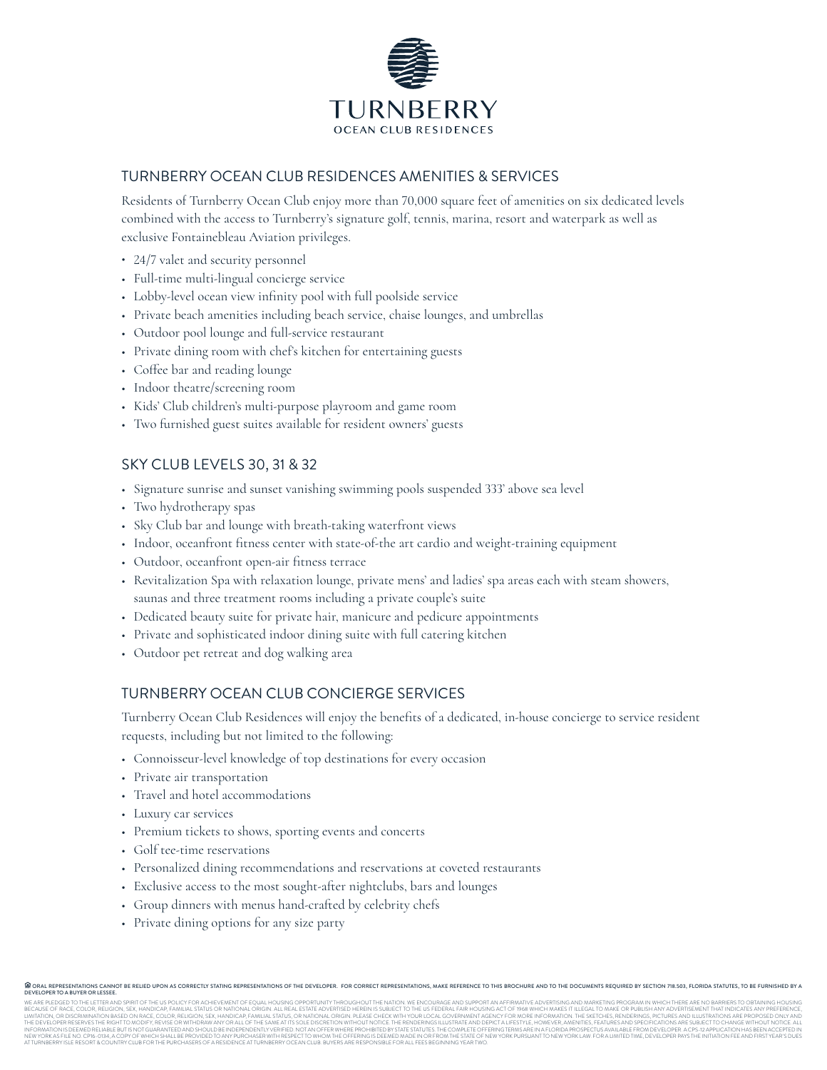# TURNBERRY
OCEAN CLUB RESIDENCES

## TURNBERRY OCEAN CLUB RESIDENCES AMENITIES & SERVICES

Residents of Turnberry Ocean Club enjoy more than 70,000 square feet of amenities on six dedicated levels combined with the access to Turnberry's signature golf, tennis, marina, resort and waterpark as well as exclusive Fontainebleau Aviation privileges.

- 24/7 valet and security personnel
- Full-time multi-lingual concierge service
- Lobby-level ocean view infinity pool with full poolside service
- Private beach amenities including beach service, chaise lounges, and umbrellas
- Outdoor pool lounge and full-service restaurant
- Private dining room with chef's kitchen for entertaining guests
- Coffee bar and reading lounge
- Indoor theatre/screening room
- Kids' Club children's multi-purpose playroom and game room
- Two furnished guest suites available for resident owners' guests

## SKY CLUB LEVELS 30, 31 & 32

- Signature sunrise and sunset vanishing swimming pools suspended 333' above sea level
- Two hydrotherapy spas
- Sky Club bar and lounge with breath-taking waterfront views
- Indoor, oceanfront fitness center with state-of-the art cardio and weight-training equipment
- Outdoor, oceanfront open-air fitness terrace
- Revitalization Spa with relaxation lounge, private mens' and ladies' spa areas each with steam showers, saunas and three treatment rooms including a private couple's suite
- Dedicated beauty suite for private hair, manicure and pedicure appointments
- Private and sophisticated indoor dining suite with full catering kitchen
- Outdoor pet retreat and dog walking area

## TURNBERRY OCEAN CLUB CONCIERGE SERVICES

Turnberry Ocean Club Residences will enjoy the benefits of a dedicated, in-house concierge to service resident requests, including but not limited to the following:

- Connoisseur-level knowledge of top destinations for every occasion
- Private air transportation
- Travel and hotel accommodations
- Luxury car services
- Premium tickets to shows, sporting events and concerts
- Golf tee-time reservations
- Personalized dining recommendations and reservations at coveted restaurants
- Exclusive access to the most sought-after nightclubs, bars and lounges
- Group dinners with menus hand-crafted by celebrity chefs
- Private dining options for any size party

ORAL REPRESENTATIONS CANNOT BE RELIED UPON AS CORRECTLY STATING REPRESENTATIONS OF THE DEVELOPER. FOR CORRECT REPRESENTATIONS, MAKE REFERENCE TO THIS BROCHURE AND TO THE DOCUMENTS REQUIRED BY SECTION 718.503, FLORIDA STATUTES, TO BE FURNISHED BY A DEVELOPER TO A BUYER OR LESSEE.

WE ARE PLEDGED TO THE LETTER AND SPIRIT OF THE US POLICY FOR ACHIEVEMENT OF EQUAL HOUSING OPPORTUNITY THROUGHOUT THE NATION. WE ENCOURAGE AND SUPPORT AN AFFIRMATIVE ADVERTISING AND MARKETING PROGRAM IN WHICH THERE ARE NO BARRIERS TO OBTAINING HOUSING BECAUSE OF RACE, COLOR, RELIGION, SEX, HANDICAP, FAMILIAL STATUS OR NATIONAL ORIGIN. ALL REAL ESTATE ADVERTISED HEREIN IS SUBJECT TO THE US FEDERAL FAIR HOUSING ACT OF 1968 WHICH MAKES IT ILLEGAL TO MAKE OR PUBLISH ANY ADVERTISEMENT THAT INDICATES ANY PREFERENCE, LIMITATION, OR DISCRIMINATION BASED ON RACE, COLOR, RELIGION, SEX, HANDICAP, FAMILIAL STATUS, OR NATIONAL ORIGIN. PLEASE CHECK WITH YOUR LOCAL GOVERNMENT AGENCY FOR MORE INFORMATION. THE SKETCHES, RENDERINGS, PICTURES AND ILLUSTRATIONS ARE PROPOSED ONLY AND THE DEVELOPER RESERVES THE RIGHT TO MODIFY, REVISE OR WITHDRAW ANY OR ALL OF THE SAME AT ITS SOLE DISCRETION WITHOUT NOTICE. THE RENDERINGS ILLUSTRATE AND DEPICT A LIFESTYLE, HOWEVER, AMENITIES, FEATURES AND SPECIFICATIONS ARE SUBJECT TO CHANGE WITHOUT NOTICE. ALL INFORMATION IS DEEMED RELIABLE BUT IS NOT GUARANTEED AND SHOULD BE INDEPENDENTLY VERIFIED. NOT AN OFFER WHERE PROHIBITED BY STATE STATUTES. THE COMPLETE OFFERING TERMS ARE IN A FLORIDA PROSPECTUS AVAILABLE FROM DEVELOPER. A CPS-12 APPLICATION HAS BEEN ACCEPTED IN NEW YORK AS FILE NO. CP16-0134, A COPY OF WHICH SHALL BE PROVIDED TO ANY PURCHASER WITH RESPECT TO WHOM THE OFFERING IS DEEMED MADE IN OR FROM THE STATE OF NEW YORK PURSUANT TO NEW YORK LAW. FOR A LIMITED TIME, DEVELOPER PAYS THE INITIATION FEE AND FIRST YEAR'S DUES AT TURNBERRY ISLE RESORT & COUNTRY CLUB FOR THE PURCHASERS OF A RESIDENCE AT TURNBERRY OCEAN CLUB. BUYERS ARE RESPONSIBLE FOR ALL FEES BEGINNING YEAR TWO.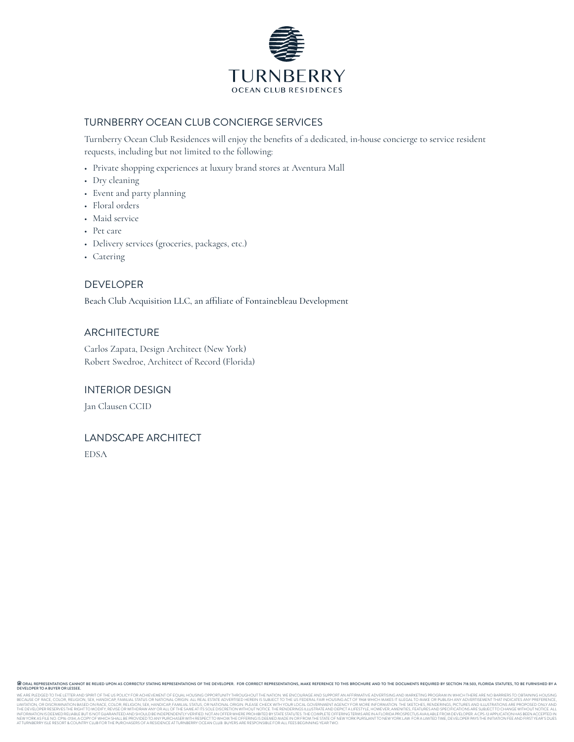TURNBERRY
OCEAN CLUB RESIDENCES

## TURNBERRY OCEAN CLUB CONCIERGE SERVICES

Turnberry Ocean Club Residences will enjoy the benefits of a dedicated, in-house concierge to service resident requests, including but not limited to the following:

- Private shopping experiences at luxury brand stores at Aventura Mall
- Dry cleaning
- Event and party planning
- Floral orders
- Maid service
- Pet care
- Delivery services (groceries, packages, etc.)
- Catering

## DEVELOPER

Beach Club Acquisition LLC, an affiliate of Fontainebleau Development

## ARCHITECTURE

Carlos Zapata, Design Architect (New York)
Robert Swedroe, Architect of Record (Florida)

## INTERIOR DESIGN

Jan Clausen CCID

## LANDSCAPE ARCHITECT

EDSA

ORAL REPRESENTATIONS CANNOT BE RELIED UPON AS CORRECTLY STATING REPRESENTATIONS OF THE DEVELOPER. FOR CORRECT REPRESENTATIONS, MAKE REFERENCE TO THIS BROCHURE AND TO THE DOCUMENTS REQUIRED BY SECTION 718.503, FLORIDA STATUTES, TO BE FURNISHED BY A DEVELOPER TO A BUYER OR LESSEE.

WE ARE PLEDGED TO THE LETTER AND SPIRIT OF THE US POLICY FOR ACHIEVEMENT OF EQUAL HOUSING OPPORTUNITY THROUGHOUT THE NATION. WE ENCOURAGE AND SUPPORT AN AFFIRMATIVE ADVERTISING AND MARKETING PROGRAM IN WHICH THERE ARE NO BARRIERS TO OBTAINING HOUSING BECAUSE OF RACE, COLOR, RELIGION, SEX, HANDICAP, FAMILIAL STATUS OR NATIONAL ORIGIN. ALL REAL ESTATE ADVERTISED HEREIN IS SUBJECT TO THE US FEDERAL FAIR HOUSING ACT OF 1968 WHICH MAKES IT ILLEGAL TO MAKE OR PUBLISH ANY ADVERTISEMENT THAT INDICATES ANY PREFERENCE, LIMITATION, OR DISCRIMINATION BASED ON RACE, COLOR, RELIGION, SEX, HANDICAP, FAMILIAL STATUS, OR NATIONAL ORIGIN. PLEASE CHECK WITH YOUR LOCAL GOVERNMENT AGENCY FOR MORE INFORMATION. THE SKETCHES, RENDERINGS, PICTURES AND ILLUSTRATIONS ARE PROPOSED ONLY AND THE DEVELOPER RESERVES THE RIGHT TO MODIFY, REVISE OR WITHDRAW ANY OR ALL OF THE SAME AT ITS SOLE DISCRETION WITHOUT NOTICE. THE RENDERINGS ILLUSTRATE AND DEPICT A LIFESTYLE, HOWEVER, AMENITIES, FEATURES AND SPECIFICATIONS ARE SUBJECT TO CHANGE WITHOUT NOTICE. ALL INFORMATION IS DEEMED RELIABLE BUT IS NOT GUARANTEED AND SHOULD BE INDEPENDENTLY VERIFIED. NOT AN OFFER WHERE PROHIBITED BY STATE STATUTES. THE COMPLETE OFFERING TERMS ARE IN A FLORIDA PROSPECTUS AVAILABLE FROM DEVELOPER. A CPS-12 APPLICATION HAS BEEN ACCEPTED IN NEW YORK AS FILE NO. CP16-0134, A COPY OF WHICH SHALL BE PROVIDED TO ANY PURCHASER WITH RESPECT TO WHOM THE OFFERING IS DEEMED MADE IN OR FROM THE STATE OF NEW YORK PURSUANT TO NEW YORK LAW. FOR A LIMITED TIME, DEVELOPER PAYS THE INITIATION FEE AND FIRST YEAR'S DUES AT TURNBERRY ISLE RESORT & COUNTRY CLUB FOR THE PURCHASERS OF A RESIDENCE AT TURNBERRY OCEAN CLUB. BUYERS ARE RESPONSIBLE FOR ALL FEES BEGINNING YEAR TWO.